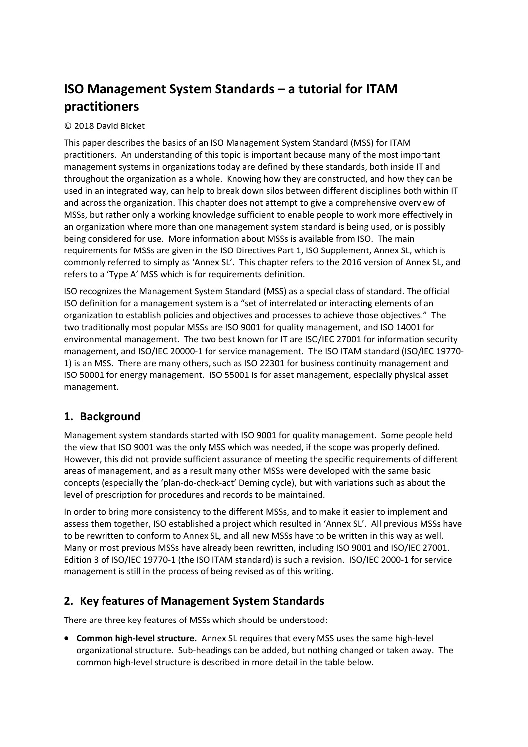# ISO Management System Standards – a tutorial for ITAM practitioners

© 2018 David Bicket

This paper describes the basics of an ISO Management System Standard (MSS) for ITAM practitioners. An understanding of this topic is important because many of the most important management systems in organizations today are defined by these standards, both inside IT and throughout the organization as a whole. Knowing how they are constructed, and how they can be used in an integrated way, can help to break down silos between different disciplines both within IT and across the organization. This chapter does not attempt to give a comprehensive overview of MSSs, but rather only a working knowledge sufficient to enable people to work more effectively in an organization where more than one management system standard is being used, or is possibly being considered for use. More information about MSSs is available from ISO. The main requirements for MSSs are given in the ISO Directives Part 1, ISO Supplement, Annex SL, which is commonly referred to simply as 'Annex SL'. This chapter refers to the 2016 version of Annex SL, and refers to a 'Type A' MSS which is for requirements definition.

ISO recognizes the Management System Standard (MSS) as a special class of standard. The official ISO definition for a management system is a "set of interrelated or interacting elements of an organization to establish policies and objectives and processes to achieve those objectives." The two traditionally most popular MSSs are ISO 9001 for quality management, and ISO 14001 for environmental management. The two best known for IT are ISO/IEC 27001 for information security management, and ISO/IEC 20000-1 for service management. The ISO ITAM standard (ISO/IEC 19770-1) is an MSS. There are many others, such as ISO 22301 for business continuity management and ISO 50001 for energy management. ISO 55001 is for asset management, especially physical asset management.

## 1. Background

Management system standards started with ISO 9001 for quality management. Some people held the view that ISO 9001 was the only MSS which was needed, if the scope was properly defined. However, this did not provide sufficient assurance of meeting the specific requirements of different areas of management, and as a result many other MSSs were developed with the same basic concepts (especially the 'plan-do-check-act' Deming cycle), but with variations such as about the level of prescription for procedures and records to be maintained.

In order to bring more consistency to the different MSSs, and to make it easier to implement and assess them together, ISO established a project which resulted in 'Annex SL'. All previous MSSs have to be rewritten to conform to Annex SL, and all new MSSs have to be written in this way as well. Many or most previous MSSs have already been rewritten, including ISO 9001 and ISO/IEC 27001. Edition 3 of ISO/IEC 19770-1 (the ISO ITAM standard) is such a revision. ISO/IEC 2000-1 for service management is still in the process of being revised as of this writing.

## 2. Key features of Management System Standards

There are three key features of MSSs which should be understood:

- **Common high-level structure.** Annex SL requires that every MSS uses the same high-level organizational structure. Sub-headings can be added, but nothing changed or taken away. The common high-level structure is described in more detail in the table below.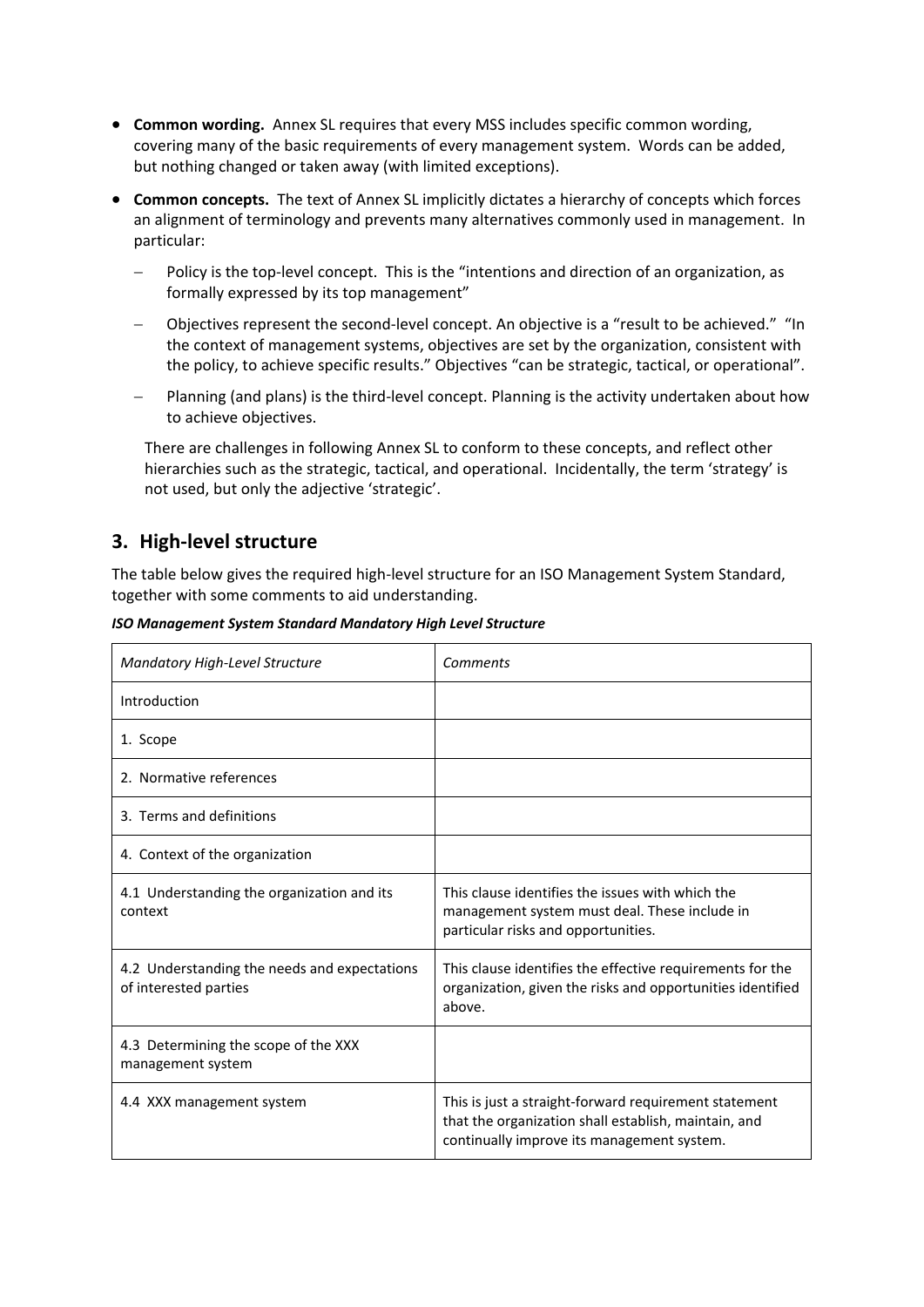- **Common wording.** Annex SL requires that every MSS includes specific common wording, covering many of the basic requirements of every management system. Words can be added, but nothing changed or taken away (with limited exceptions).
- **Common concepts.** The text of Annex SL implicitly dictates a hierarchy of concepts which forces an alignment of terminology and prevents many alternatives commonly used in management. In particular:
  - Policy is the top-level concept. This is the "intentions and direction of an organization, as formally expressed by its top management"
  - Objectives represent the second-level concept. An objective is a "result to be achieved." "In the context of management systems, objectives are set by the organization, consistent with the policy, to achieve specific results." Objectives "can be strategic, tactical, or operational".
  - Planning (and plans) is the third-level concept. Planning is the activity undertaken about how to achieve objectives.

  There are challenges in following Annex SL to conform to these concepts, and reflect other hierarchies such as the strategic, tactical, and operational. Incidentally, the term 'strategy' is not used, but only the adjective 'strategic'.

## 3. High-level structure

The table below gives the required high-level structure for an ISO Management System Standard, together with some comments to aid understanding.

***ISO Management System Standard Mandatory High Level Structure***

| *Mandatory High-Level Structure* | *Comments* |
|---|---|
| Introduction | |
| 1. Scope | |
| 2. Normative references | |
| 3. Terms and definitions | |
| 4. Context of the organization | |
| 4.1 Understanding the organization and its context | This clause identifies the issues with which the management system must deal. These include in particular risks and opportunities. |
| 4.2 Understanding the needs and expectations of interested parties | This clause identifies the effective requirements for the organization, given the risks and opportunities identified above. |
| 4.3 Determining the scope of the XXX management system | |
| 4.4 XXX management system | This is just a straight-forward requirement statement that the organization shall establish, maintain, and continually improve its management system. |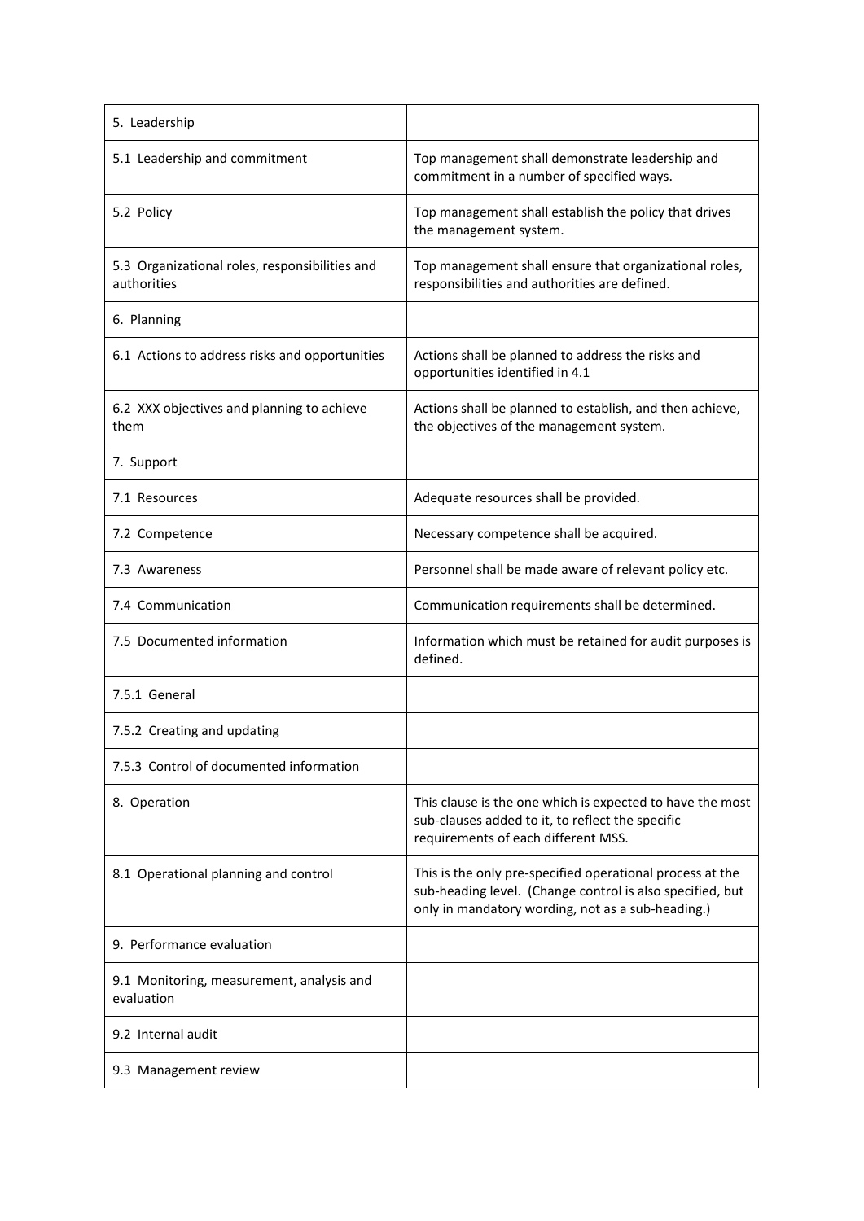| 5. Leadership | |
|---|---|
| 5.1 Leadership and commitment | Top management shall demonstrate leadership and commitment in a number of specified ways. |
| 5.2 Policy | Top management shall establish the policy that drives the management system. |
| 5.3 Organizational roles, responsibilities and authorities | Top management shall ensure that organizational roles, responsibilities and authorities are defined. |
| 6. Planning | |
| 6.1 Actions to address risks and opportunities | Actions shall be planned to address the risks and opportunities identified in 4.1 |
| 6.2 XXX objectives and planning to achieve them | Actions shall be planned to establish, and then achieve, the objectives of the management system. |
| 7. Support | |
| 7.1 Resources | Adequate resources shall be provided. |
| 7.2 Competence | Necessary competence shall be acquired. |
| 7.3 Awareness | Personnel shall be made aware of relevant policy etc. |
| 7.4 Communication | Communication requirements shall be determined. |
| 7.5 Documented information | Information which must be retained for audit purposes is defined. |
| 7.5.1 General | |
| 7.5.2 Creating and updating | |
| 7.5.3 Control of documented information | |
| 8. Operation | This clause is the one which is expected to have the most sub-clauses added to it, to reflect the specific requirements of each different MSS. |
| 8.1 Operational planning and control | This is the only pre-specified operational process at the sub-heading level. (Change control is also specified, but only in mandatory wording, not as a sub-heading.) |
| 9. Performance evaluation | |
| 9.1 Monitoring, measurement, analysis and evaluation | |
| 9.2 Internal audit | |
| 9.3 Management review | |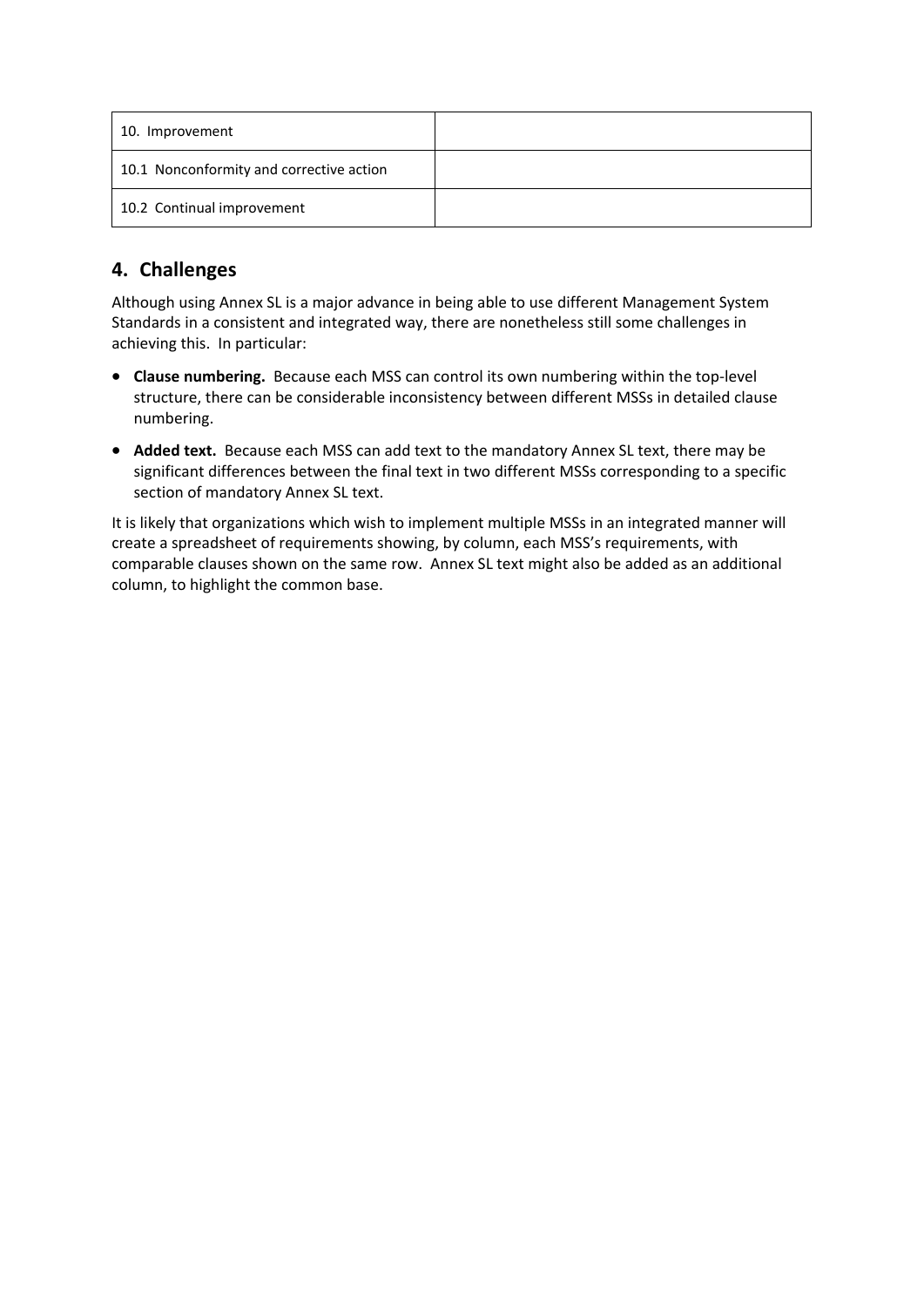| | |
|---|---|
| 10. Improvement | |
| 10.1 Nonconformity and corrective action | |
| 10.2 Continual improvement | |

## 4. Challenges

Although using Annex SL is a major advance in being able to use different Management System Standards in a consistent and integrated way, there are nonetheless still some challenges in achieving this. In particular:

- **Clause numbering.** Because each MSS can control its own numbering within the top-level structure, there can be considerable inconsistency between different MSSs in detailed clause numbering.
- **Added text.** Because each MSS can add text to the mandatory Annex SL text, there may be significant differences between the final text in two different MSSs corresponding to a specific section of mandatory Annex SL text.

It is likely that organizations which wish to implement multiple MSSs in an integrated manner will create a spreadsheet of requirements showing, by column, each MSS's requirements, with comparable clauses shown on the same row. Annex SL text might also be added as an additional column, to highlight the common base.